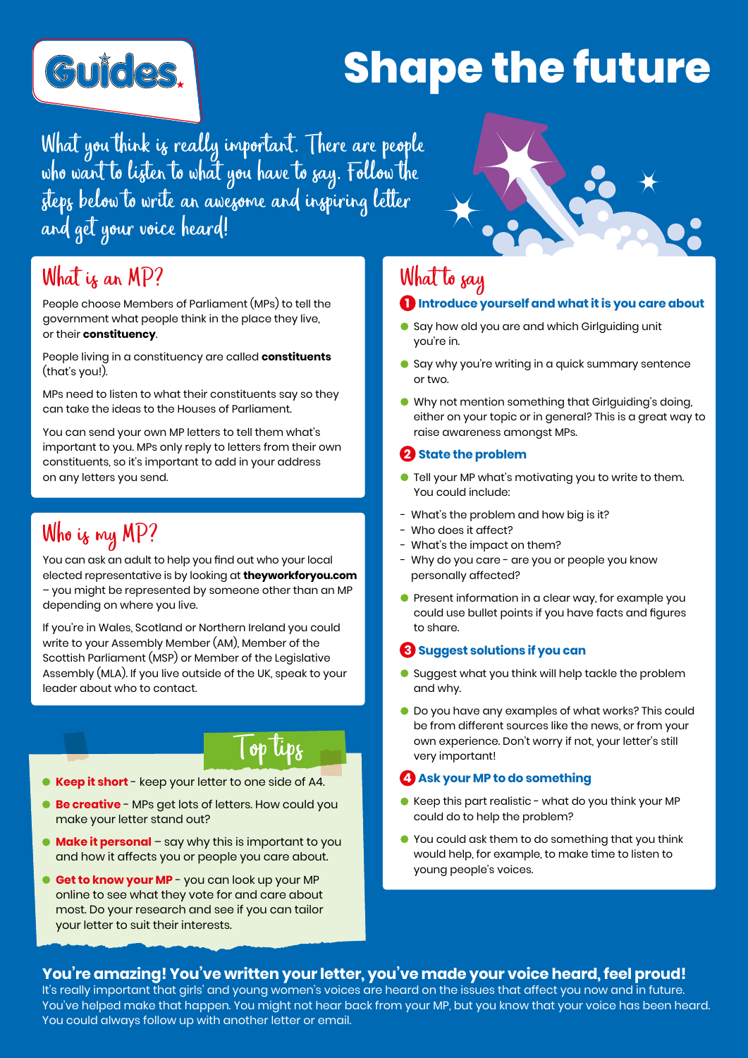Guides

# Shape the future

What you think is really important. There are people who want to listen to what you have to say. Follow the steps below to write an awesome and inspiring letter and get your voice heard!

## What is an MP?

People choose Members of Parliament (MPs) to tell the government what people think in the place they live, or their **constituency**.

People living in a constituency are called **constituents** (that's you!).

MPs need to listen to what their constituents say so they can take the ideas to the Houses of Parliament.

You can send your own MP letters to tell them what's important to you. MPs only reply to letters from their own constituents, so it's important to add in your address on any letters you send.

## Who is my MP?

You can ask an adult to help you find out who your local elected representative is by looking at **theyworkforyou.com** – you might be represented by someone other than an MP depending on where you live.

If you're in Wales, Scotland or Northern Ireland you could write to your Assembly Member (AM), Member of the Scottish Parliament (MSP) or Member of the Legislative Assembly (MLA). If you live outside of the UK, speak to your leader about who to contact.

## Top tips

- **Keep it short** - keep your letter to one side of A4.
- **Be creative** - MPs get lots of letters. How could you make your letter stand out?
- **Make it personal** – say why this is important to you and how it affects you or people you care about.
- **Get to know your MP** - you can look up your MP online to see what they vote for and care about most. Do your research and see if you can tailor your letter to suit their interests.

## What to say

### 1 Introduce yourself and what it is you care about

- Say how old you are and which Girlguiding unit you're in.
- Say why you're writing in a quick summary sentence or two.
- Why not mention something that Girlguiding's doing, either on your topic or in general? This is a great way to raise awareness amongst MPs.

### 2 State the problem

- Tell your MP what's motivating you to write to them. You could include:
  - What's the problem and how big is it?
  - Who does it affect?
  - What's the impact on them?
  - Why do you care - are you or people you know personally affected?
- Present information in a clear way, for example you could use bullet points if you have facts and figures to share.

### 3 Suggest solutions if you can

- Suggest what you think will help tackle the problem and why.
- Do you have any examples of what works? This could be from different sources like the news, or from your own experience. Don't worry if not, your letter's still very important!

### 4 Ask your MP to do something

- Keep this part realistic - what do you think your MP could do to help the problem?
- You could ask them to do something that you think would help, for example, to make time to listen to young people's voices.

**You're amazing! You've written your letter, you've made your voice heard, feel proud!**

It's really important that girls' and young women's voices are heard on the issues that affect you now and in future. You've helped make that happen. You might not hear back from your MP, but you know that your voice has been heard. You could always follow up with another letter or email.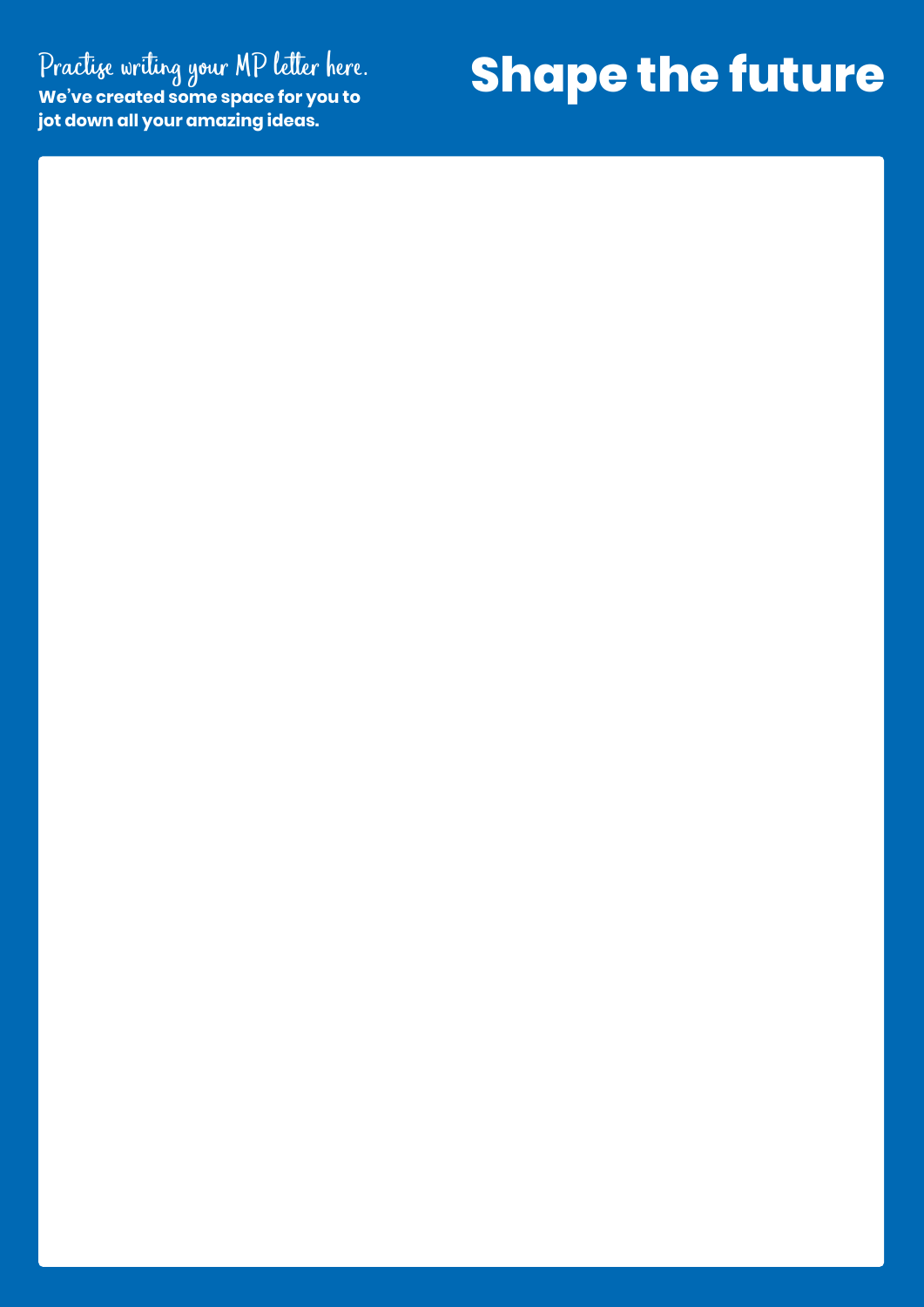# Shape the future

*Practise writing your MP letter here.*

**We've created some space for you to jot down all your amazing ideas.**